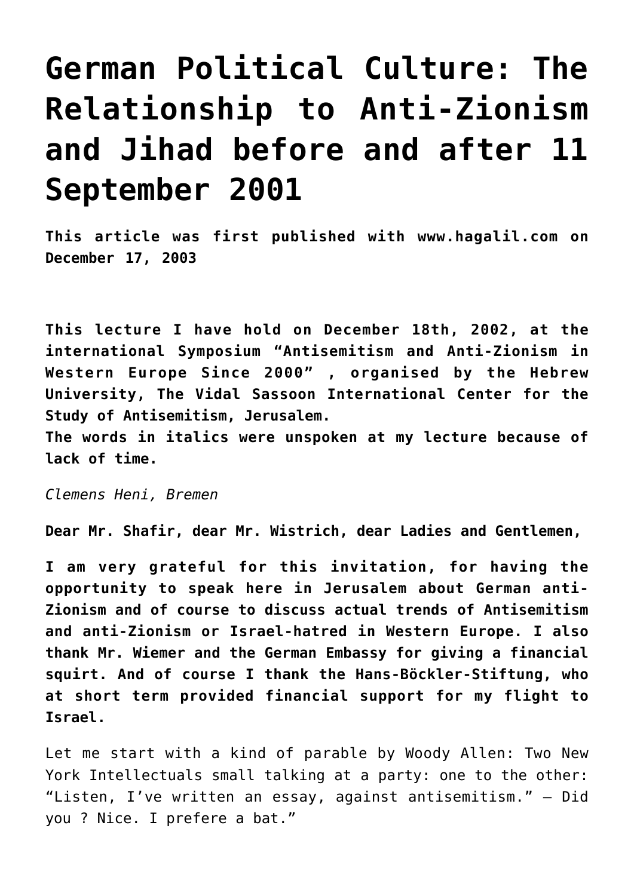# German Political Culture: The Relationship to Anti-Zionism and Jihad before and after 11 September 2001

**This article was first published with www.hagalil.com on December 17, 2003**

**This lecture I have hold on December 18th, 2002, at the international Symposium "Antisemitism and Anti-Zionism in Western Europe Since 2000" , organised by the Hebrew University, The Vidal Sassoon International Center for the Study of Antisemitism, Jerusalem.**
**The words in italics were unspoken at my lecture because of lack of time.**

*Clemens Heni, Bremen*

**Dear Mr. Shafir, dear Mr. Wistrich, dear Ladies and Gentlemen,**

**I am very grateful for this invitation, for having the opportunity to speak here in Jerusalem about German anti-Zionism and of course to discuss actual trends of Antisemitism and anti-Zionism or Israel-hatred in Western Europe. I also thank Mr. Wiemer and the German Embassy for giving a financial squirt. And of course I thank the Hans-Böckler-Stiftung, who at short term provided financial support for my flight to Israel.**

Let me start with a kind of parable by Woody Allen: Two New York Intellectuals small talking at a party: one to the other: "Listen, I've written an essay, against antisemitism." – Did you ? Nice. I prefere a bat."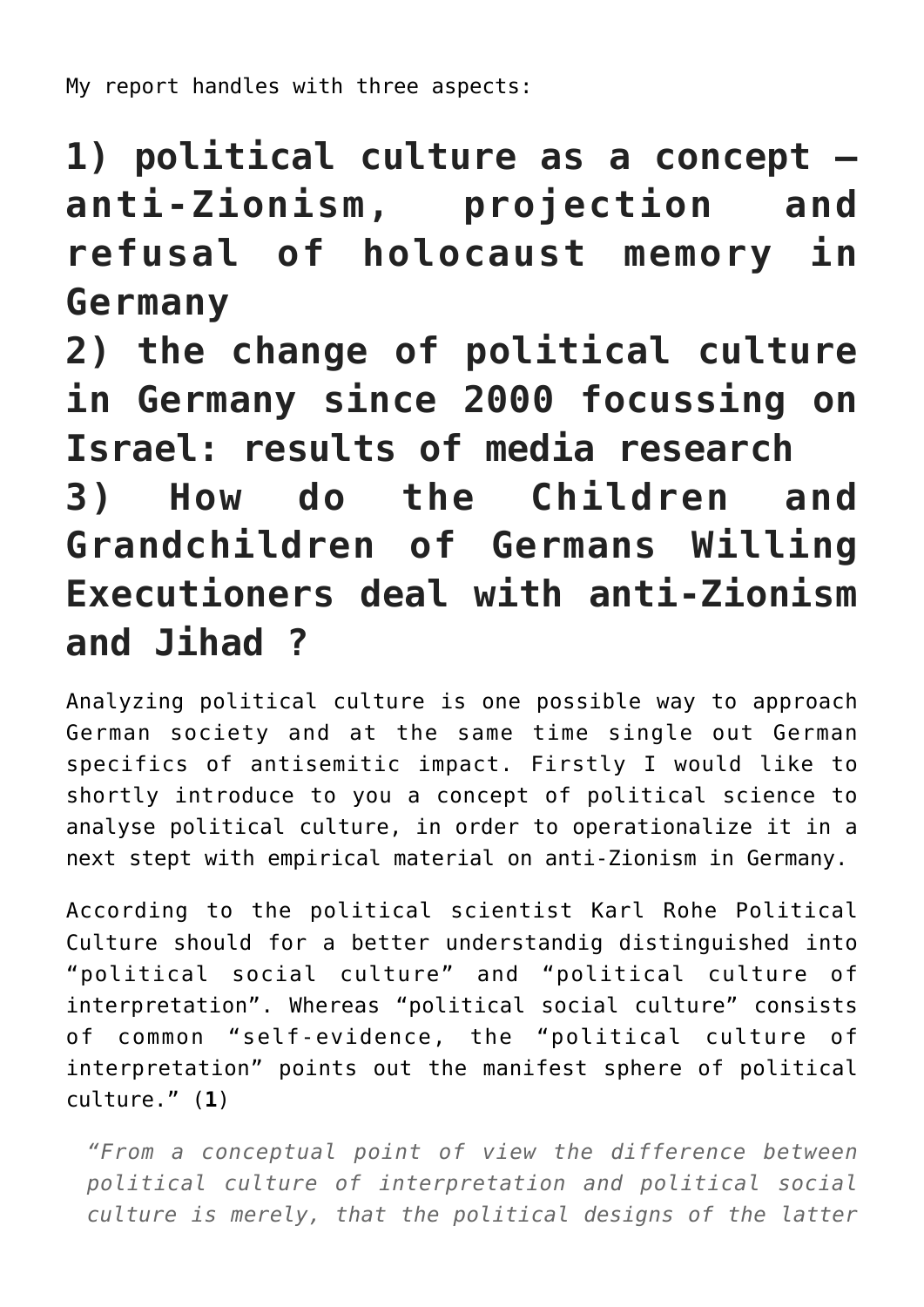My report handles with three aspects:

# 1) political culture as a concept – anti-Zionism, projection and refusal of holocaust memory in Germany
# 2) the change of political culture in Germany since 2000 focussing on Israel: results of media research
# 3) How do the Children and Grandchildren of Germans Willing Executioners deal with anti-Zionism and Jihad ?

Analyzing political culture is one possible way to approach German society and at the same time single out German specifics of antisemitic impact. Firstly I would like to shortly introduce to you a concept of political science to analyse political culture, in order to operationalize it in a next stept with empirical material on anti-Zionism in Germany.

According to the political scientist Karl Rohe Political Culture should for a better understandig distinguished into "political social culture" and "political culture of interpretation". Whereas "political social culture" consists of common "self-evidence, the "political culture of interpretation" points out the manifest sphere of political culture." (**1**)

> *"From a conceptual point of view the difference between political culture of interpretation and political social culture is merely, that the political designs of the latter*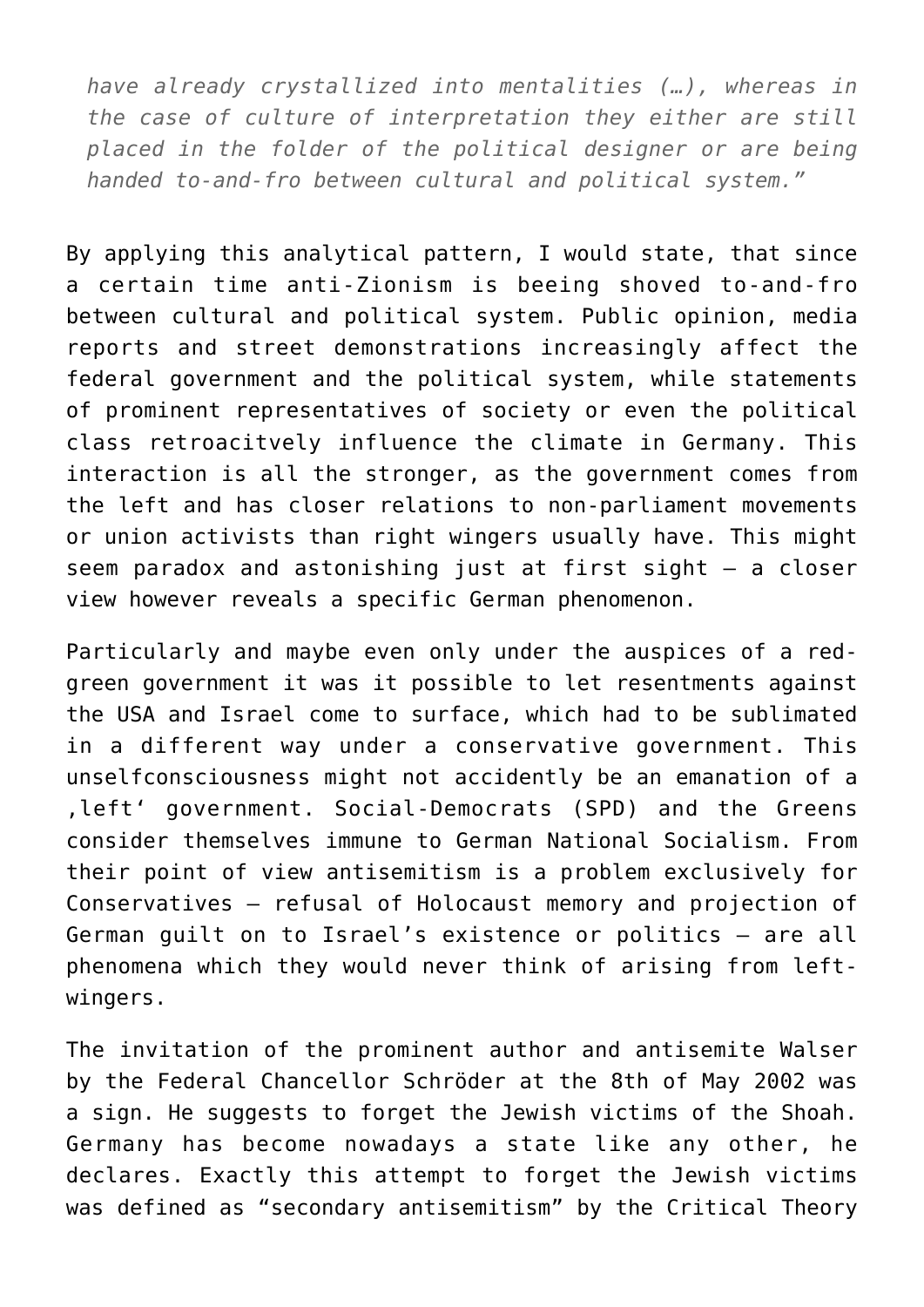*have already crystallized into mentalities (…), whereas in the case of culture of interpretation they either are still placed in the folder of the political designer or are being handed to-and-fro between cultural and political system.”*

By applying this analytical pattern, I would state, that since a certain time anti-Zionism is beeing shoved to-and-fro between cultural and political system. Public opinion, media reports and street demonstrations increasingly affect the federal government and the political system, while statements of prominent representatives of society or even the political class retroacitvely influence the climate in Germany. This interaction is all the stronger, as the government comes from the left and has closer relations to non-parliament movements or union activists than right wingers usually have. This might seem paradox and astonishing just at first sight – a closer view however reveals a specific German phenomenon.

Particularly and maybe even only under the auspices of a red-green government it was it possible to let resentments against the USA and Israel come to surface, which had to be sublimated in a different way under a conservative government. This unselfconsciousness might not accidently be an emanation of a ‚left‘ government. Social-Democrats (SPD) and the Greens consider themselves immune to German National Socialism. From their point of view antisemitism is a problem exclusively for Conservatives – refusal of Holocaust memory and projection of German guilt on to Israel’s existence or politics – are all phenomena which they would never think of arising from left-wingers.

The invitation of the prominent author and antisemite Walser by the Federal Chancellor Schröder at the 8th of May 2002 was a sign. He suggests to forget the Jewish victims of the Shoah. Germany has become nowadays a state like any other, he declares. Exactly this attempt to forget the Jewish victims was defined as “secondary antisemitism” by the Critical Theory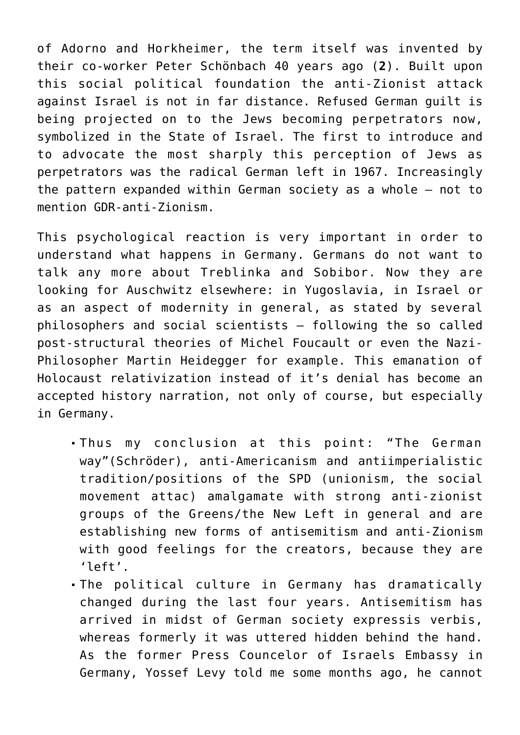of Adorno and Horkheimer, the term itself was invented by their co-worker Peter Schönbach 40 years ago (**2**). Built upon this social political foundation the anti-Zionist attack against Israel is not in far distance. Refused German guilt is being projected on to the Jews becoming perpetrators now, symbolized in the State of Israel. The first to introduce and to advocate the most sharply this perception of Jews as perpetrators was the radical German left in 1967. Increasingly the pattern expanded within German society as a whole – not to mention GDR-anti-Zionism.

This psychological reaction is very important in order to understand what happens in Germany. Germans do not want to talk any more about Treblinka and Sobibor. Now they are looking for Auschwitz elsewhere: in Yugoslavia, in Israel or as an aspect of modernity in general, as stated by several philosophers and social scientists – following the so called post-structural theories of Michel Foucault or even the Nazi-Philosopher Martin Heidegger for example. This emanation of Holocaust relativization instead of it's denial has become an accepted history narration, not only of course, but especially in Germany.

- Thus my conclusion at this point: "The German way"(Schröder), anti-Americanism and antiimperialistic tradition/positions of the SPD (unionism, the social movement attac) amalgamate with strong anti-zionist groups of the Greens/the New Left in general and are establishing new forms of antisemitism and anti-Zionism with good feelings for the creators, because they are 'left'.
- The political culture in Germany has dramatically changed during the last four years. Antisemitism has arrived in midst of German society expressis verbis, whereas formerly it was uttered hidden behind the hand. As the former Press Councelor of Israels Embassy in Germany, Yossef Levy told me some months ago, he cannot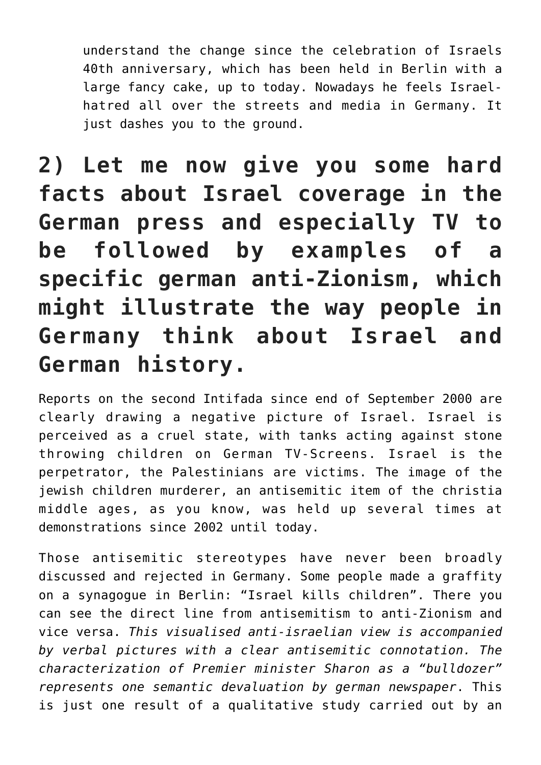understand the change since the celebration of Israels 40th anniversary, which has been held in Berlin with a large fancy cake, up to today. Nowadays he feels Israel-hatred all over the streets and media in Germany. It just dashes you to the ground.

## 2) Let me now give you some hard facts about Israel coverage in the German press and especially TV to be followed by examples of a specific german anti-Zionism, which might illustrate the way people in Germany think about Israel and German history.

Reports on the second Intifada since end of September 2000 are clearly drawing a negative picture of Israel. Israel is perceived as a cruel state, with tanks acting against stone throwing children on German TV-Screens. Israel is the perpetrator, the Palestinians are victims. The image of the jewish children murderer, an antisemitic item of the christia middle ages, as you know, was held up several times at demonstrations since 2002 until today.

Those antisemitic stereotypes have never been broadly discussed and rejected in Germany. Some people made a graffity on a synagogue in Berlin: “Israel kills children”. There you can see the direct line from antisemitism to anti-Zionism and vice versa. *This visualised anti-israelian view is accompanied by verbal pictures with a clear antisemitic connotation. The characterization of Premier minister Sharon as a “bulldozer” represents one semantic devaluation by german newspaper*. This is just one result of a qualitative study carried out by an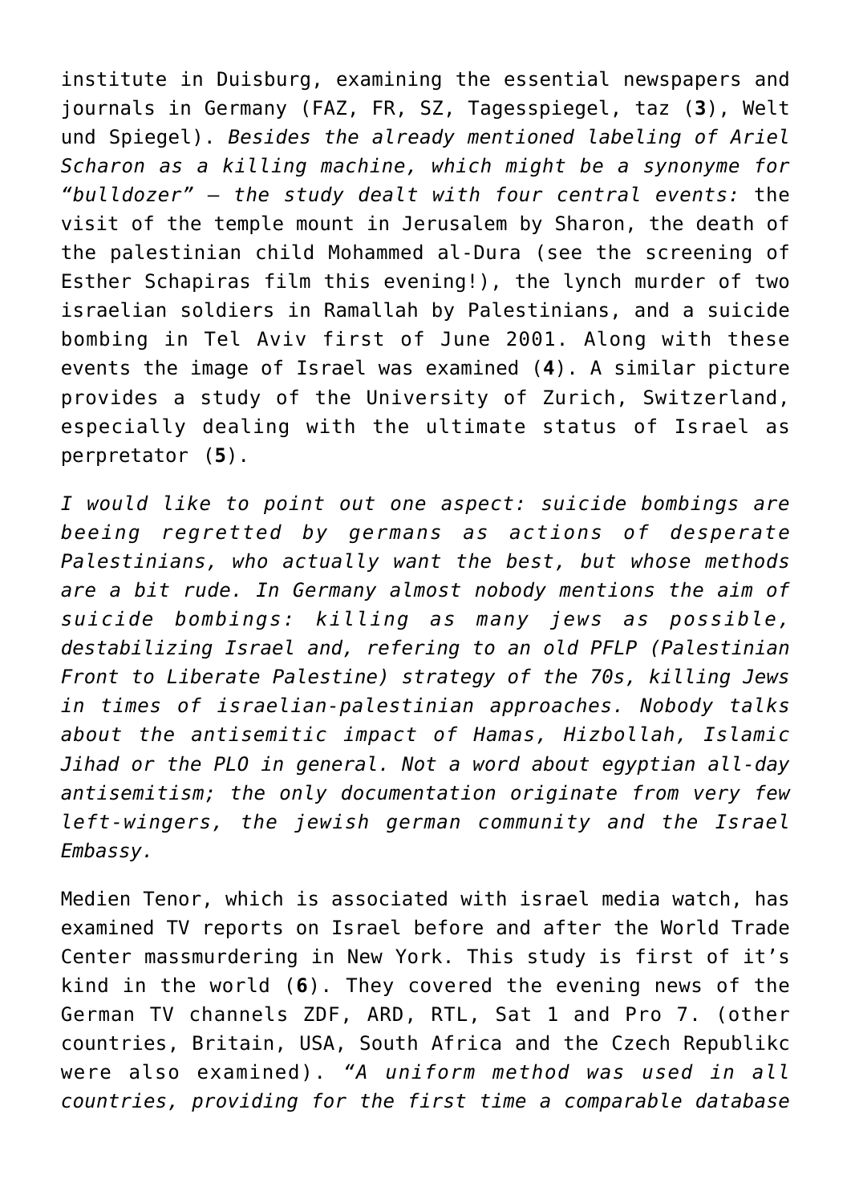institute in Duisburg, examining the essential newspapers and journals in Germany (FAZ, FR, SZ, Tagesspiegel, taz (**3**), Welt und Spiegel). *Besides the already mentioned labeling of Ariel Scharon as a killing machine, which might be a synonyme for "bulldozer" – the study dealt with four central events:* the visit of the temple mount in Jerusalem by Sharon, the death of the palestinian child Mohammed al-Dura (see the screening of Esther Schapiras film this evening!), the lynch murder of two israelian soldiers in Ramallah by Palestinians, and a suicide bombing in Tel Aviv first of June 2001. Along with these events the image of Israel was examined (**4**). A similar picture provides a study of the University of Zurich, Switzerland, especially dealing with the ultimate status of Israel as perpretator (**5**).

*I would like to point out one aspect: suicide bombings are beeing regretted by germans as actions of desperate Palestinians, who actually want the best, but whose methods are a bit rude. In Germany almost nobody mentions the aim of suicide bombings: killing as many jews as possible, destabilizing Israel and, refering to an old PFLP (Palestinian Front to Liberate Palestine) strategy of the 70s, killing Jews in times of israelian-palestinian approaches. Nobody talks about the antisemitic impact of Hamas, Hizbollah, Islamic Jihad or the PLO in general. Not a word about egyptian all-day antisemitism; the only documentation originate from very few left-wingers, the jewish german community and the Israel Embassy.*

Medien Tenor, which is associated with israel media watch, has examined TV reports on Israel before and after the World Trade Center massmurdering in New York. This study is first of it's kind in the world (**6**). They covered the evening news of the German TV channels ZDF, ARD, RTL, Sat 1 and Pro 7. (other countries, Britain, USA, South Africa and the Czech Republikc were also examined). *"A uniform method was used in all countries, providing for the first time a comparable database*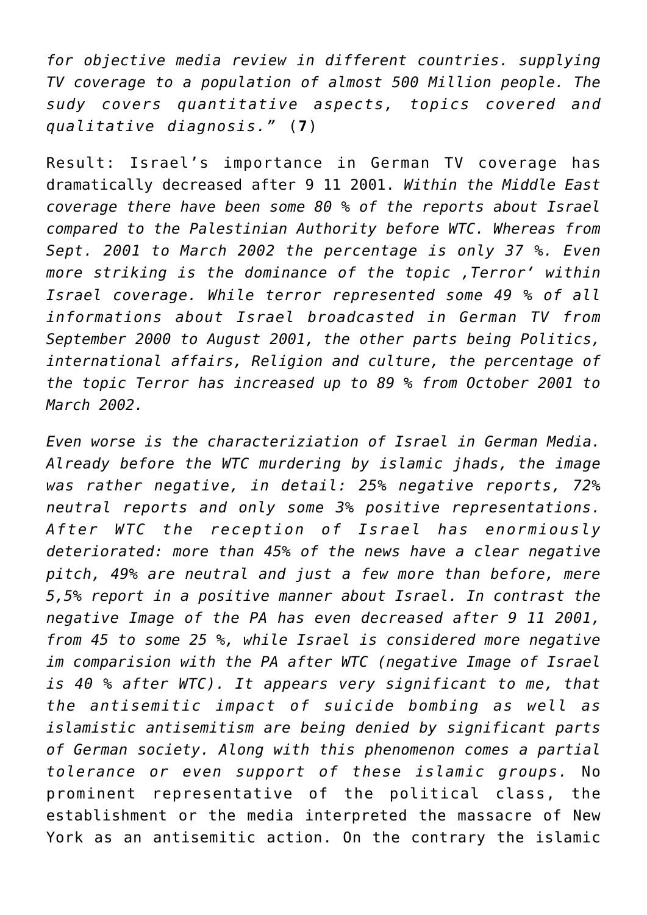*for objective media review in different countries. supplying TV coverage to a population of almost 500 Million people. The sudy covers quantitative aspects, topics covered and qualitative diagnosis."* (**7**)

Result: Israel's importance in German TV coverage has dramatically decreased after 9 11 2001. *Within the Middle East coverage there have been some 80 % of the reports about Israel compared to the Palestinian Authority before WTC. Whereas from Sept. 2001 to March 2002 the percentage is only 37 %. Even more striking is the dominance of the topic ‚Terror' within Israel coverage. While terror represented some 49 % of all informations about Israel broadcasted in German TV from September 2000 to August 2001, the other parts being Politics, international affairs, Religion and culture, the percentage of the topic Terror has increased up to 89 % from October 2001 to March 2002.*

*Even worse is the characteriziation of Israel in German Media. Already before the WTC murdering by islamic jhads, the image was rather negative, in detail: 25% negative reports, 72% neutral reports and only some 3% positive representations. After WTC the reception of Israel has enormiously deteriorated: more than 45% of the news have a clear negative pitch, 49% are neutral and just a few more than before, mere 5,5% report in a positive manner about Israel. In contrast the negative Image of the PA has even decreased after 9 11 2001, from 45 to some 25 %, while Israel is considered more negative im comparision with the PA after WTC (negative Image of Israel is 40 % after WTC). It appears very significant to me, that the antisemitic impact of suicide bombing as well as islamistic antisemitism are being denied by significant parts of German society. Along with this phenomenon comes a partial tolerance or even support of these islamic groups.* No prominent representative of the political class, the establishment or the media interpreted the massacre of New York as an antisemitic action. On the contrary the islamic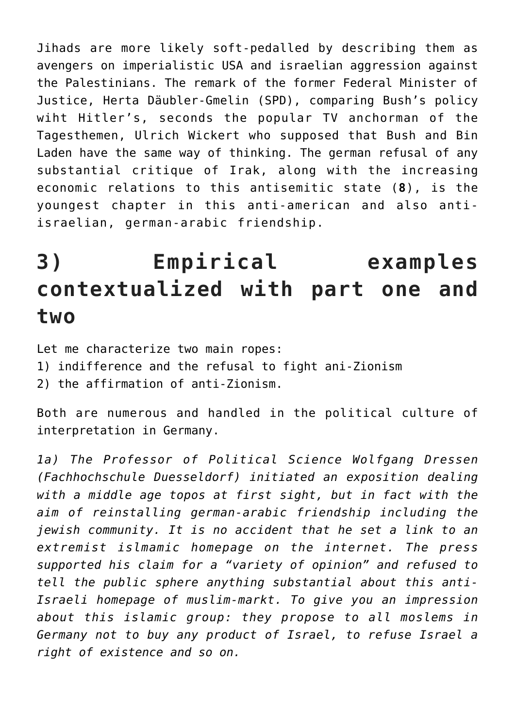Jihads are more likely soft-pedalled by describing them as avengers on imperialistic USA and israelian aggression against the Palestinians. The remark of the former Federal Minister of Justice, Herta Däubler-Gmelin (SPD), comparing Bush's policy wiht Hitler's, seconds the popular TV anchorman of the Tagesthemen, Ulrich Wickert who supposed that Bush and Bin Laden have the same way of thinking. The german refusal of any substantial critique of Irak, along with the increasing economic relations to this antisemitic state (**8**), is the youngest chapter in this anti-american and also anti-israelian, german-arabic friendship.

## 3) Empirical examples contextualized with part one and two

Let me characterize two main ropes:
1) indifference and the refusal to fight ani-Zionism
2) the affirmation of anti-Zionism.

Both are numerous and handled in the political culture of interpretation in Germany.

*1a) The Professor of Political Science Wolfgang Dressen (Fachhochschule Duesseldorf) initiated an exposition dealing with a middle age topos at first sight, but in fact with the aim of reinstalling german-arabic friendship including the jewish community. It is no accident that he set a link to an extremist islmamic homepage on the internet. The press supported his claim for a "variety of opinion" and refused to tell the public sphere anything substantial about this anti-Israeli homepage of muslim-markt. To give you an impression about this islamic group: they propose to all moslems in Germany not to buy any product of Israel, to refuse Israel a right of existence and so on.*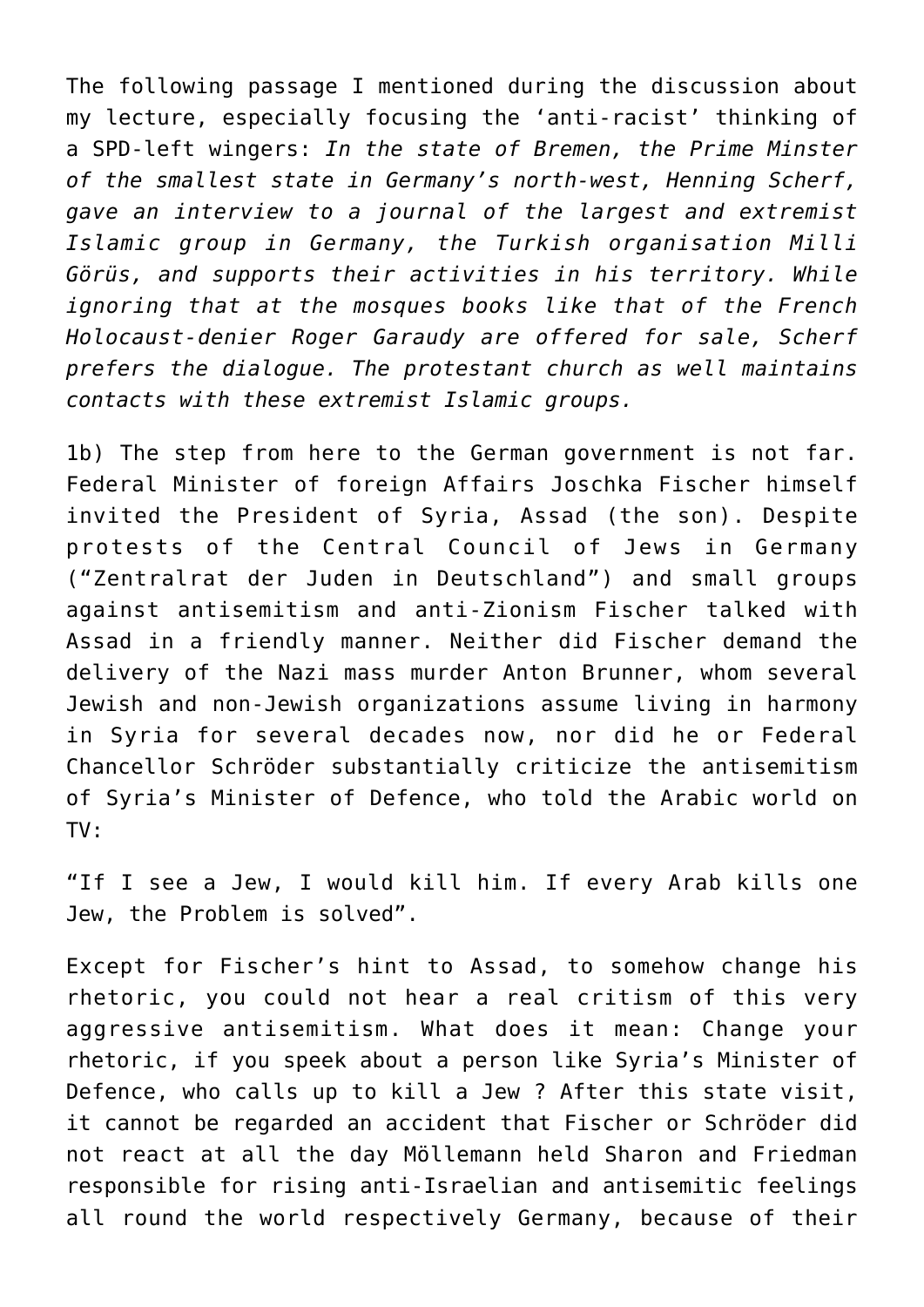The following passage I mentioned during the discussion about my lecture, especially focusing the 'anti-racist' thinking of a SPD-left wingers: *In the state of Bremen, the Prime Minster of the smallest state in Germany's north-west, Henning Scherf, gave an interview to a journal of the largest and extremist Islamic group in Germany, the Turkish organisation Milli Görüs, and supports their activities in his territory. While ignoring that at the mosques books like that of the French Holocaust-denier Roger Garaudy are offered for sale, Scherf prefers the dialogue. The protestant church as well maintains contacts with these extremist Islamic groups.*

1b) The step from here to the German government is not far. Federal Minister of foreign Affairs Joschka Fischer himself invited the President of Syria, Assad (the son). Despite protests of the Central Council of Jews in Germany ("Zentralrat der Juden in Deutschland") and small groups against antisemitism and anti-Zionism Fischer talked with Assad in a friendly manner. Neither did Fischer demand the delivery of the Nazi mass murder Anton Brunner, whom several Jewish and non-Jewish organizations assume living in harmony in Syria for several decades now, nor did he or Federal Chancellor Schröder substantially criticize the antisemitism of Syria's Minister of Defence, who told the Arabic world on TV:

"If I see a Jew, I would kill him. If every Arab kills one Jew, the Problem is solved".

Except for Fischer's hint to Assad, to somehow change his rhetoric, you could not hear a real critism of this very aggressive antisemitism. What does it mean: Change your rhetoric, if you speek about a person like Syria's Minister of Defence, who calls up to kill a Jew ? After this state visit, it cannot be regarded an accident that Fischer or Schröder did not react at all the day Möllemann held Sharon and Friedman responsible for rising anti-Israelian and antisemitic feelings all round the world respectively Germany, because of their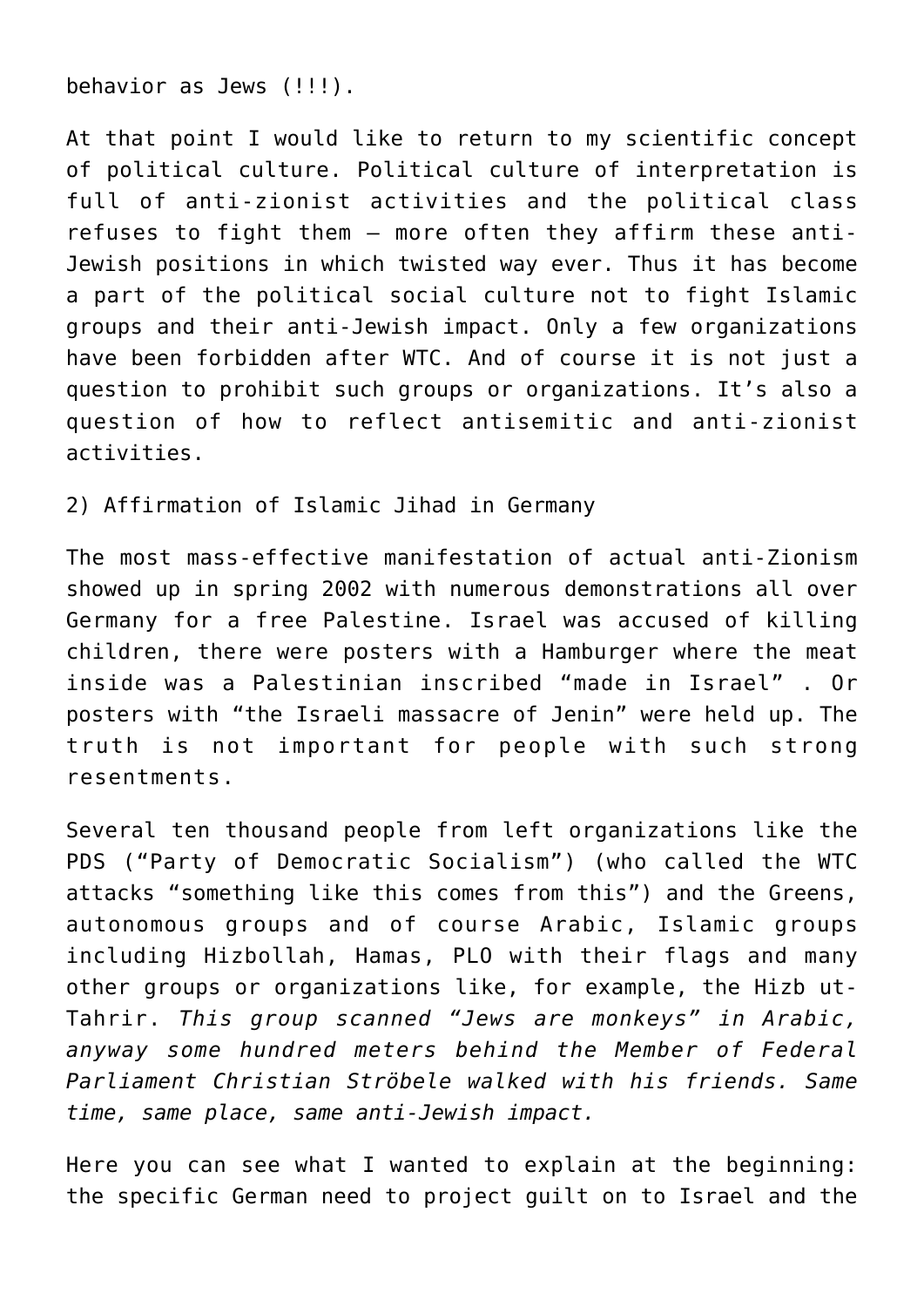behavior as Jews (!!!).

At that point I would like to return to my scientific concept of political culture. Political culture of interpretation is full of anti-zionist activities and the political class refuses to fight them – more often they affirm these anti-Jewish positions in which twisted way ever. Thus it has become a part of the political social culture not to fight Islamic groups and their anti-Jewish impact. Only a few organizations have been forbidden after WTC. And of course it is not just a question to prohibit such groups or organizations. It's also a question of how to reflect antisemitic and anti-zionist activities.

2) Affirmation of Islamic Jihad in Germany

The most mass-effective manifestation of actual anti-Zionism showed up in spring 2002 with numerous demonstrations all over Germany for a free Palestine. Israel was accused of killing children, there were posters with a Hamburger where the meat inside was a Palestinian inscribed "made in Israel" . Or posters with "the Israeli massacre of Jenin" were held up. The truth is not important for people with such strong resentments.

Several ten thousand people from left organizations like the PDS ("Party of Democratic Socialism") (who called the WTC attacks "something like this comes from this") and the Greens, autonomous groups and of course Arabic, Islamic groups including Hizbollah, Hamas, PLO with their flags and many other groups or organizations like, for example, the Hizb ut-Tahrir. *This group scanned "Jews are monkeys" in Arabic, anyway some hundred meters behind the Member of Federal Parliament Christian Ströbele walked with his friends. Same time, same place, same anti-Jewish impact.*

Here you can see what I wanted to explain at the beginning: the specific German need to project guilt on to Israel and the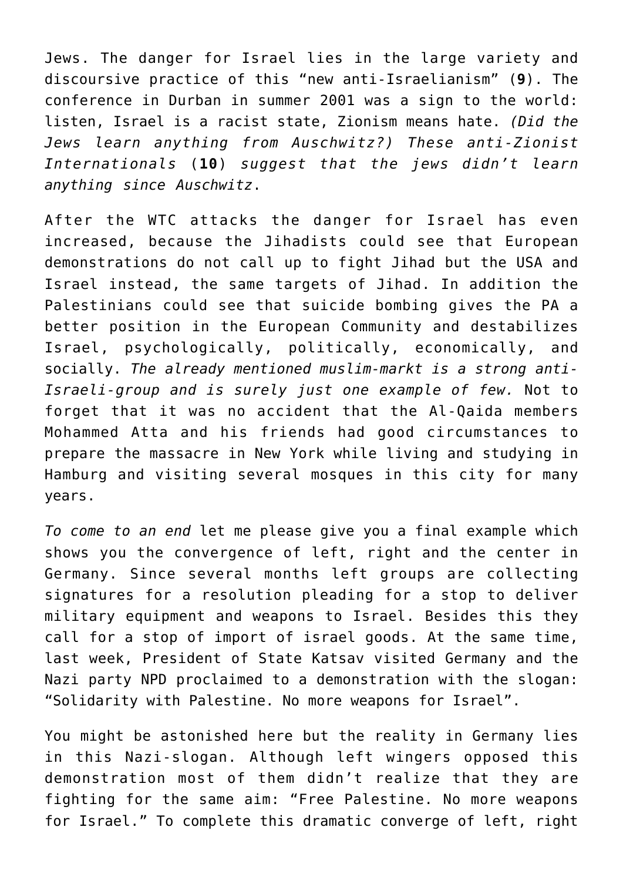Jews. The danger for Israel lies in the large variety and discoursive practice of this "new anti-Israelianism" (**9**). The conference in Durban in summer 2001 was a sign to the world: listen, Israel is a racist state, Zionism means hate. *(Did the Jews learn anything from Auschwitz?) These anti-Zionist Internationals* (**10**) *suggest that the jews didn't learn anything since Auschwitz*.

After the WTC attacks the danger for Israel has even increased, because the Jihadists could see that European demonstrations do not call up to fight Jihad but the USA and Israel instead, the same targets of Jihad. In addition the Palestinians could see that suicide bombing gives the PA a better position in the European Community and destabilizes Israel, psychologically, politically, economically, and socially. *The already mentioned muslim-markt is a strong anti-Israeli-group and is surely just one example of few.* Not to forget that it was no accident that the Al-Qaida members Mohammed Atta and his friends had good circumstances to prepare the massacre in New York while living and studying in Hamburg and visiting several mosques in this city for many years.

*To come to an end* let me please give you a final example which shows you the convergence of left, right and the center in Germany. Since several months left groups are collecting signatures for a resolution pleading for a stop to deliver military equipment and weapons to Israel. Besides this they call for a stop of import of israel goods. At the same time, last week, President of State Katsav visited Germany and the Nazi party NPD proclaimed to a demonstration with the slogan: "Solidarity with Palestine. No more weapons for Israel".

You might be astonished here but the reality in Germany lies in this Nazi-slogan. Although left wingers opposed this demonstration most of them didn't realize that they are fighting for the same aim: "Free Palestine. No more weapons for Israel." To complete this dramatic converge of left, right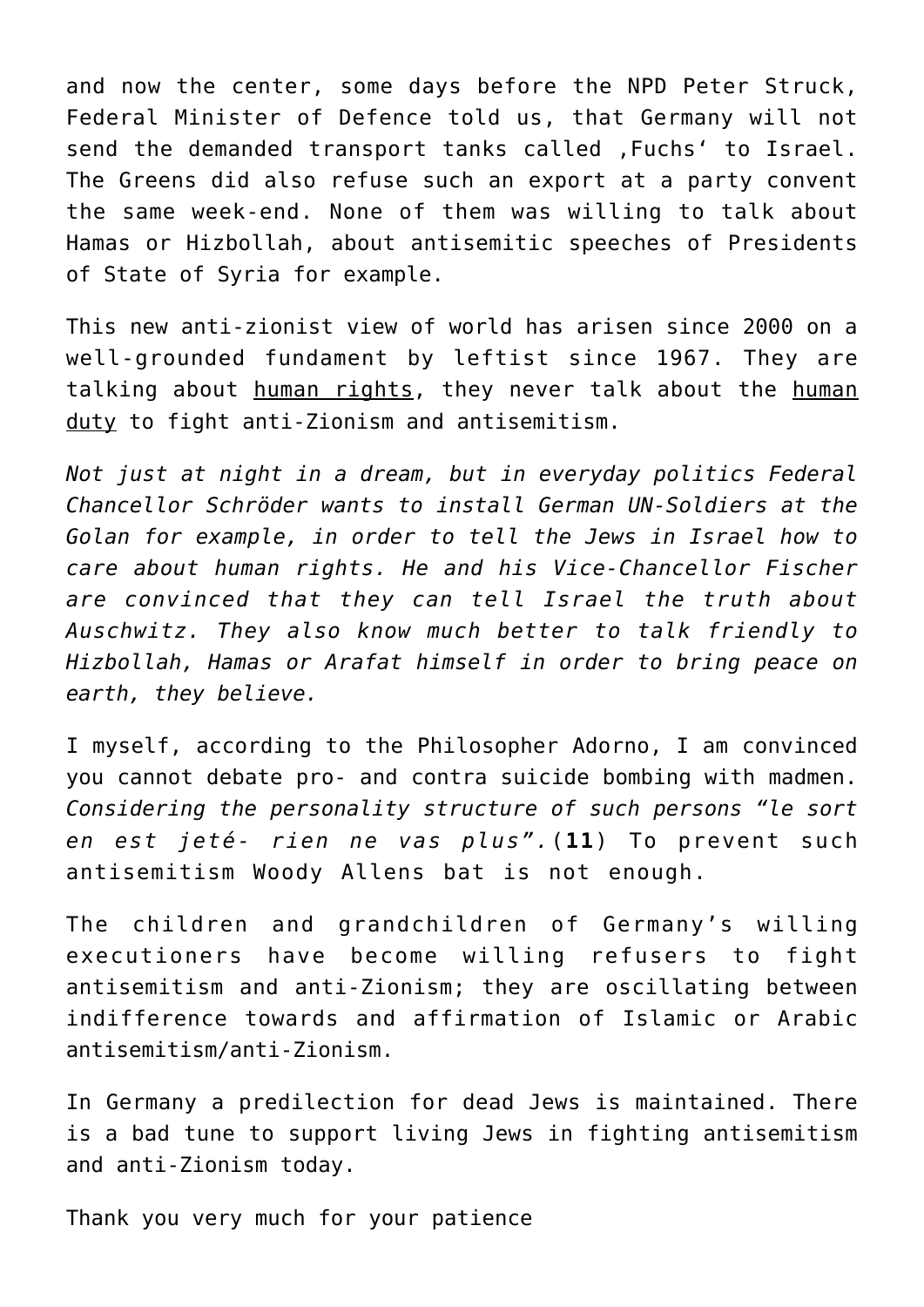and now the center, some days before the NPD Peter Struck, Federal Minister of Defence told us, that Germany will not send the demanded transport tanks called ‚Fuchs' to Israel. The Greens did also refuse such an export at a party convent the same week-end. None of them was willing to talk about Hamas or Hizbollah, about antisemitic speeches of Presidents of State of Syria for example.

This new anti-zionist view of world has arisen since 2000 on a well-grounded fundament by leftist since 1967. They are talking about <u>human rights</u>, they never talk about the <u>human duty</u> to fight anti-Zionism and antisemitism.

*Not just at night in a dream, but in everyday politics Federal Chancellor Schröder wants to install German UN-Soldiers at the Golan for example, in order to tell the Jews in Israel how to care about human rights. He and his Vice-Chancellor Fischer are convinced that they can tell Israel the truth about Auschwitz. They also know much better to talk friendly to Hizbollah, Hamas or Arafat himself in order to bring peace on earth, they believe.*

I myself, according to the Philosopher Adorno, I am convinced you cannot debate pro- and contra suicide bombing with madmen. *Considering the personality structure of such persons "le sort en est jeté- rien ne vas plus".*(**11**) To prevent such antisemitism Woody Allens bat is not enough.

The children and grandchildren of Germany's willing executioners have become willing refusers to fight antisemitism and anti-Zionism; they are oscillating between indifference towards and affirmation of Islamic or Arabic antisemitism/anti-Zionism.

In Germany a predilection for dead Jews is maintained. There is a bad tune to support living Jews in fighting antisemitism and anti-Zionism today.

Thank you very much for your patience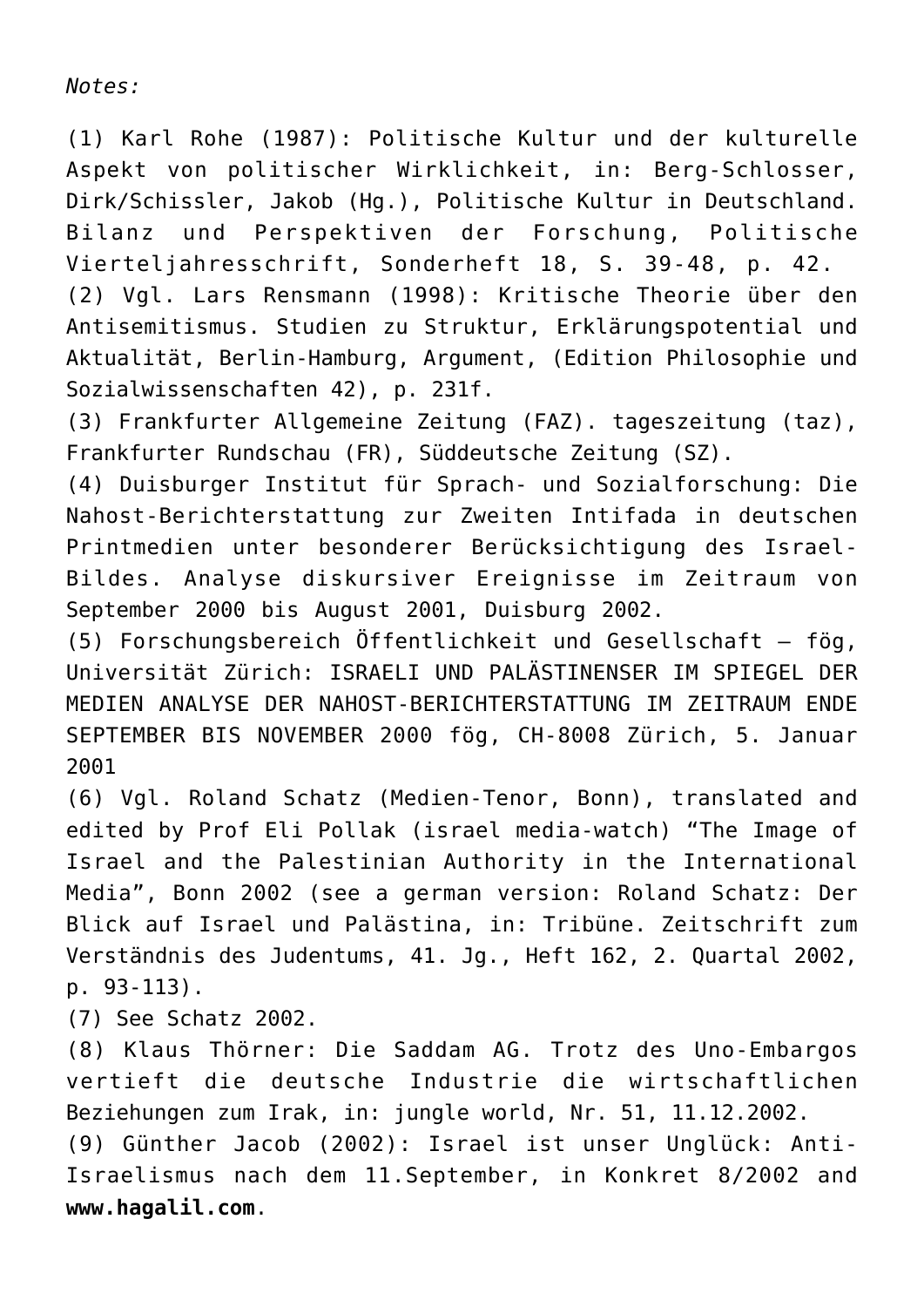*Notes:*

(1) Karl Rohe (1987): Politische Kultur und der kulturelle Aspekt von politischer Wirklichkeit, in: Berg-Schlosser, Dirk/Schissler, Jakob (Hg.), Politische Kultur in Deutschland. Bilanz und Perspektiven der Forschung, Politische Vierteljahresschrift, Sonderheft 18, S. 39-48, p. 42.
(2) Vgl. Lars Rensmann (1998): Kritische Theorie über den Antisemitismus. Studien zu Struktur, Erklärungspotential und Aktualität, Berlin-Hamburg, Argument, (Edition Philosophie und Sozialwissenschaften 42), p. 231f.
(3) Frankfurter Allgemeine Zeitung (FAZ). tageszeitung (taz), Frankfurter Rundschau (FR), Süddeutsche Zeitung (SZ).
(4) Duisburger Institut für Sprach- und Sozialforschung: Die Nahost-Berichterstattung zur Zweiten Intifada in deutschen Printmedien unter besonderer Berücksichtigung des Israel-Bildes. Analyse diskursiver Ereignisse im Zeitraum von September 2000 bis August 2001, Duisburg 2002.
(5) Forschungsbereich Öffentlichkeit und Gesellschaft – fög, Universität Zürich: ISRAELI UND PALÄSTINENSER IM SPIEGEL DER MEDIEN ANALYSE DER NAHOST-BERICHTERSTATTUNG IM ZEITRAUM ENDE SEPTEMBER BIS NOVEMBER 2000 fög, CH-8008 Zürich, 5. Januar 2001
(6) Vgl. Roland Schatz (Medien-Tenor, Bonn), translated and edited by Prof Eli Pollak (israel media-watch) "The Image of Israel and the Palestinian Authority in the International Media", Bonn 2002 (see a german version: Roland Schatz: Der Blick auf Israel und Palästina, in: Tribüne. Zeitschrift zum Verständnis des Judentums, 41. Jg., Heft 162, 2. Quartal 2002, p. 93-113).
(7) See Schatz 2002.
(8) Klaus Thörner: Die Saddam AG. Trotz des Uno-Embargos vertieft die deutsche Industrie die wirtschaftlichen Beziehungen zum Irak, in: jungle world, Nr. 51, 11.12.2002.
(9) Günther Jacob (2002): Israel ist unser Unglück: Anti-Israelismus nach dem 11.September, in Konkret 8/2002 and **www.hagalil.com**.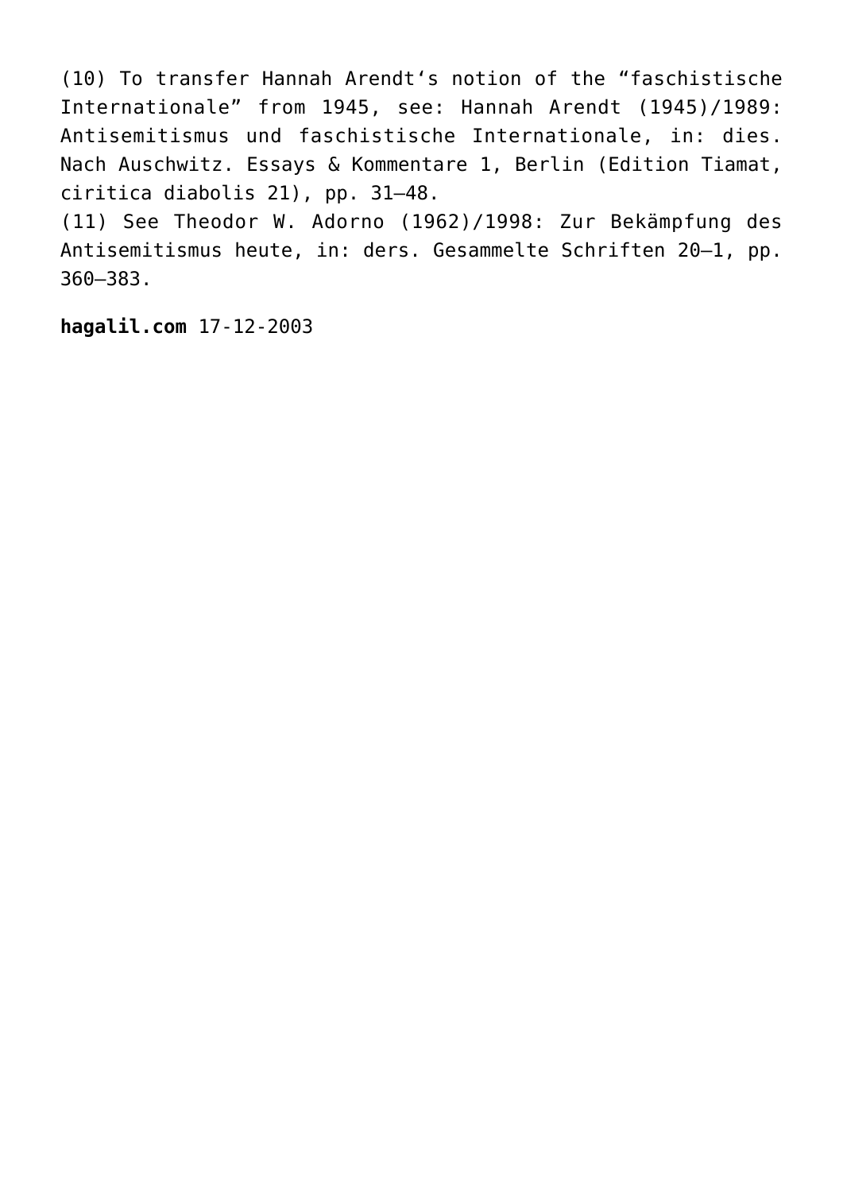(10) To transfer Hannah Arendt's notion of the "faschistische Internationale" from 1945, see: Hannah Arendt (1945)/1989: Antisemitismus und faschistische Internationale, in: dies. Nach Auschwitz. Essays & Kommentare 1, Berlin (Edition Tiamat, ciritica diabolis 21), pp. 31–48.
(11) See Theodor W. Adorno (1962)/1998: Zur Bekämpfung des Antisemitismus heute, in: ders. Gesammelte Schriften 20–1, pp. 360–383.

**hagalil.com** 17-12-2003